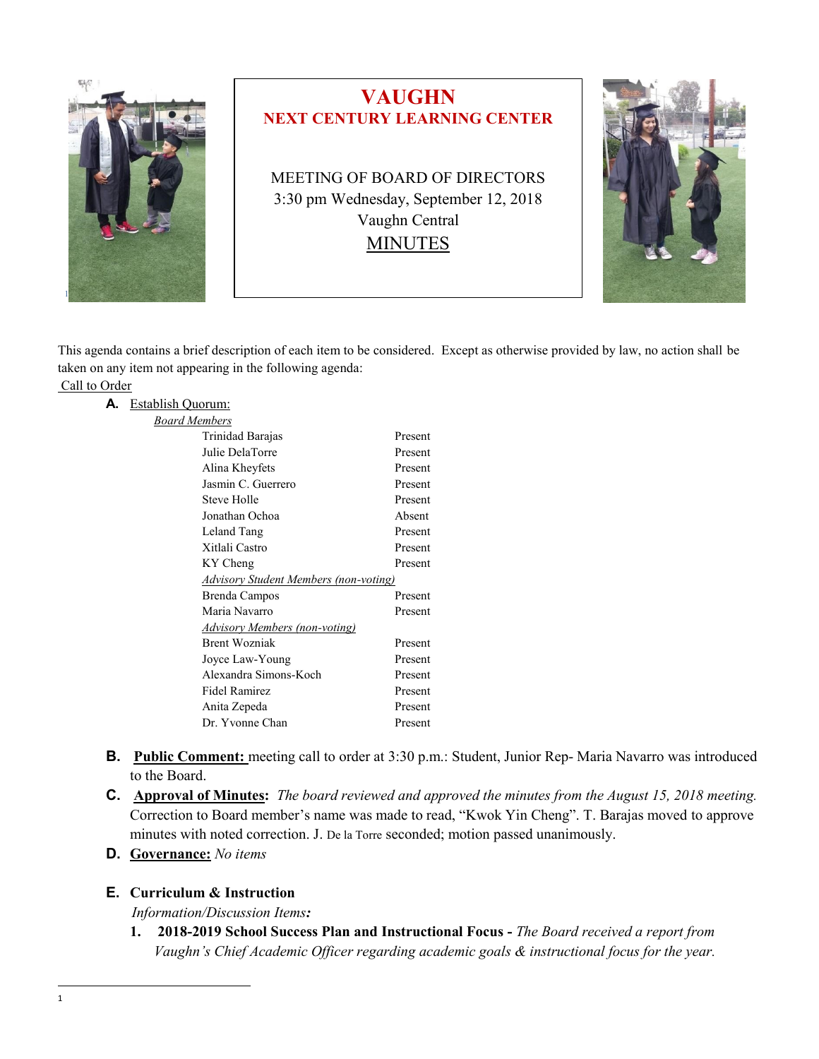# VAUGHN
## NEXT CENTURY LEARNING CENTER

MEETING OF BOARD OF DIRECTORS
3:30 pm Wednesday, September 12, 2018
Vaughn Central
MINUTES

This agenda contains a brief description of each item to be considered. Except as otherwise provided by law, no action shall be taken on any item not appearing in the following agenda:

Call to Order

**A.** Establish Quorum:

*Board Members*

| | |
|---|---|
| Trinidad Barajas | Present |
| Julie DelaTorre | Present |
| Alina Kheyfets | Present |
| Jasmin C. Guerrero | Present |
| Steve Holle | Present |
| Jonathan Ochoa | Absent |
| Leland Tang | Present |
| Xitlali Castro | Present |
| KY Cheng | Present |
| *Advisory Student Members (non-voting)* | |
| Brenda Campos | Present |
| Maria Navarro | Present |
| *Advisory Members (non-voting)* | |
| Brent Wozniak | Present |
| Joyce Law-Young | Present |
| Alexandra Simons-Koch | Present |
| Fidel Ramirez | Present |
| Anita Zepeda | Present |
| Dr. Yvonne Chan | Present |

**B. Public Comment:** meeting call to order at 3:30 p.m.: Student, Junior Rep- Maria Navarro was introduced to the Board.

**C. Approval of Minutes:** *The board reviewed and approved the minutes from the August 15, 2018 meeting.* Correction to Board member's name was made to read, "Kwok Yin Cheng". T. Barajas moved to approve minutes with noted correction. J. De la Torre seconded; motion passed unanimously.

**D. Governance:** *No items*

**E. Curriculum & Instruction**

*Information/Discussion Items:*

1. **2018-2019 School Success Plan and Instructional Focus -** *The Board received a report from Vaughn's Chief Academic Officer regarding academic goals & instructional focus for the year.*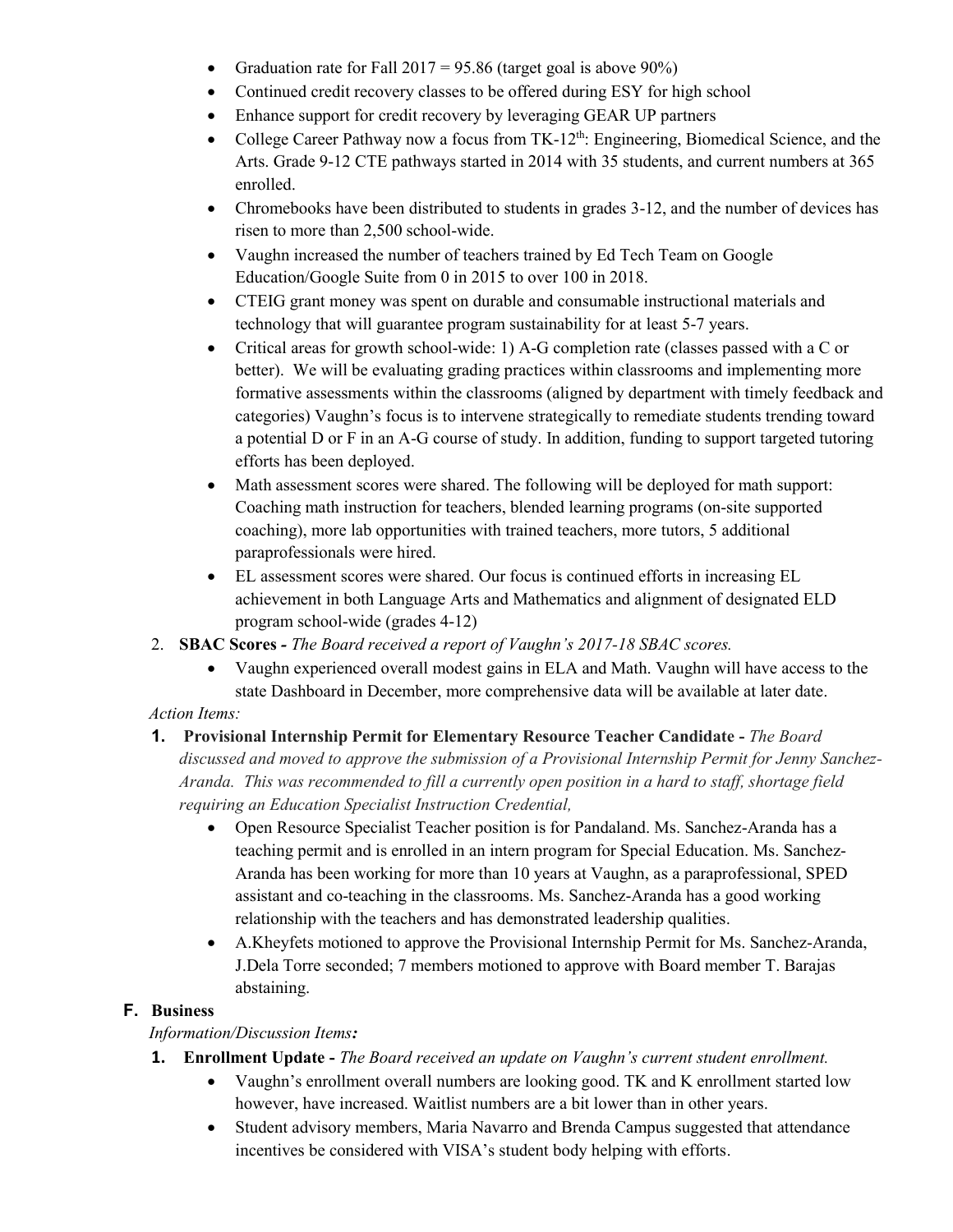- Graduation rate for Fall 2017 = 95.86 (target goal is above 90%)
- Continued credit recovery classes to be offered during ESY for high school
- Enhance support for credit recovery by leveraging GEAR UP partners
- College Career Pathway now a focus from TK-12th: Engineering, Biomedical Science, and the Arts. Grade 9-12 CTE pathways started in 2014 with 35 students, and current numbers at 365 enrolled.
- Chromebooks have been distributed to students in grades 3-12, and the number of devices has risen to more than 2,500 school-wide.
- Vaughn increased the number of teachers trained by Ed Tech Team on Google Education/Google Suite from 0 in 2015 to over 100 in 2018.
- CTEIG grant money was spent on durable and consumable instructional materials and technology that will guarantee program sustainability for at least 5-7 years.
- Critical areas for growth school-wide: 1) A-G completion rate (classes passed with a C or better). We will be evaluating grading practices within classrooms and implementing more formative assessments within the classrooms (aligned by department with timely feedback and categories) Vaughn's focus is to intervene strategically to remediate students trending toward a potential D or F in an A-G course of study. In addition, funding to support targeted tutoring efforts has been deployed.
- Math assessment scores were shared. The following will be deployed for math support: Coaching math instruction for teachers, blended learning programs (on-site supported coaching), more lab opportunities with trained teachers, more tutors, 5 additional paraprofessionals were hired.
- EL assessment scores were shared. Our focus is continued efforts in increasing EL achievement in both Language Arts and Mathematics and alignment of designated ELD program school-wide (grades 4-12)

2. **SBAC Scores -** *The Board received a report of Vaughn's 2017-18 SBAC scores.*
    - Vaughn experienced overall modest gains in ELA and Math. Vaughn will have access to the state Dashboard in December, more comprehensive data will be available at later date.

*Action Items:*

1. **Provisional Internship Permit for Elementary Resource Teacher Candidate -** *The Board discussed and moved to approve the submission of a Provisional Internship Permit for Jenny Sanchez-Aranda. This was recommended to fill a currently open position in a hard to staff, shortage field requiring an Education Specialist Instruction Credential,*
    - Open Resource Specialist Teacher position is for Pandaland. Ms. Sanchez-Aranda has a teaching permit and is enrolled in an intern program for Special Education. Ms. Sanchez-Aranda has been working for more than 10 years at Vaughn, as a paraprofessional, SPED assistant and co-teaching in the classrooms. Ms. Sanchez-Aranda has a good working relationship with the teachers and has demonstrated leadership qualities.
    - A.Kheyfets motioned to approve the Provisional Internship Permit for Ms. Sanchez-Aranda, J.Dela Torre seconded; 7 members motioned to approve with Board member T. Barajas abstaining.

## F. Business

*Information/Discussion Items:*

1. **Enrollment Update -** *The Board received an update on Vaughn's current student enrollment.*
    - Vaughn's enrollment overall numbers are looking good. TK and K enrollment started low however, have increased. Waitlist numbers are a bit lower than in other years.
    - Student advisory members, Maria Navarro and Brenda Campus suggested that attendance incentives be considered with VISA's student body helping with efforts.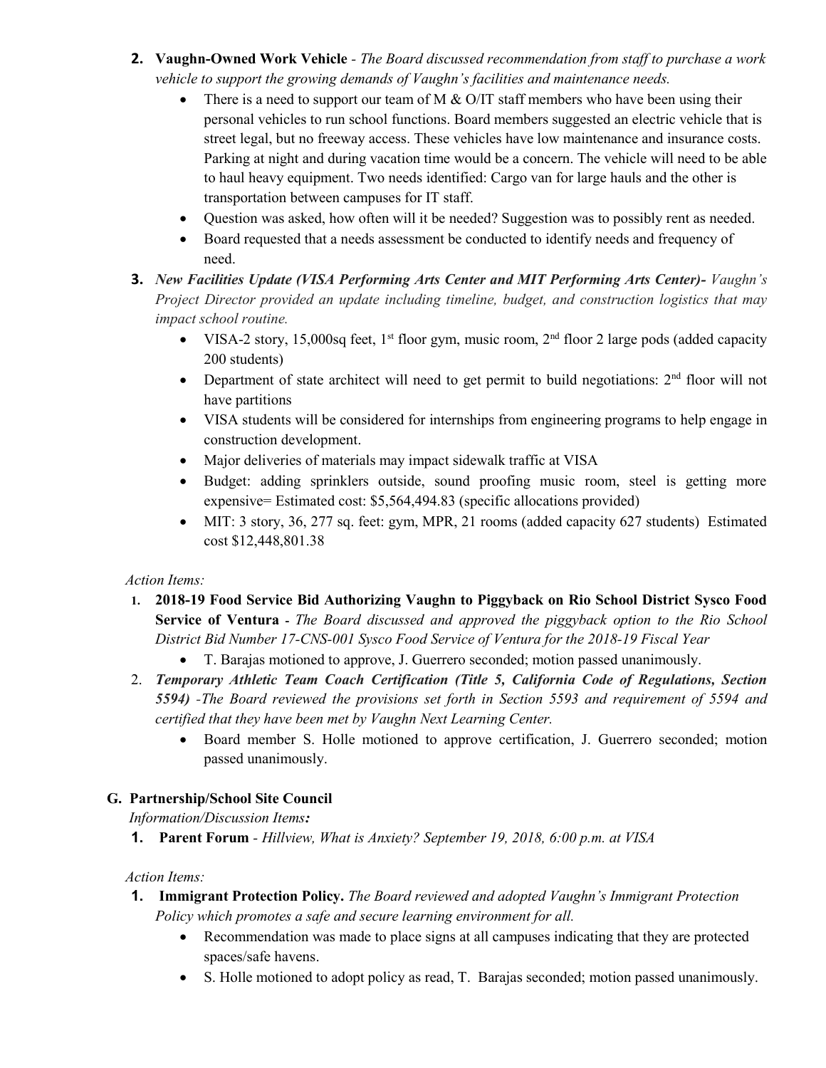2. **Vaughn-Owned Work Vehicle** - *The Board discussed recommendation from staff to purchase a work vehicle to support the growing demands of Vaughn's facilities and maintenance needs.*
    - There is a need to support our team of M & O/IT staff members who have been using their personal vehicles to run school functions. Board members suggested an electric vehicle that is street legal, but no freeway access. These vehicles have low maintenance and insurance costs. Parking at night and during vacation time would be a concern. The vehicle will need to be able to haul heavy equipment. Two needs identified: Cargo van for large hauls and the other is transportation between campuses for IT staff.
    - Question was asked, how often will it be needed? Suggestion was to possibly rent as needed.
    - Board requested that a needs assessment be conducted to identify needs and frequency of need.
3. ***New Facilities Update (VISA Performing Arts Center and MIT Performing Arts Center)-*** *Vaughn's Project Director provided an update including timeline, budget, and construction logistics that may impact school routine.*
    - VISA-2 story, 15,000sq feet, 1st floor gym, music room, 2nd floor 2 large pods (added capacity 200 students)
    - Department of state architect will need to get permit to build negotiations: 2nd floor will not have partitions
    - VISA students will be considered for internships from engineering programs to help engage in construction development.
    - Major deliveries of materials may impact sidewalk traffic at VISA
    - Budget: adding sprinklers outside, sound proofing music room, steel is getting more expensive= Estimated cost: $5,564,494.83 (specific allocations provided)
    - MIT: 3 story, 36, 277 sq. feet: gym, MPR, 21 rooms (added capacity 627 students) Estimated cost $12,448,801.38

*Action Items:*

1. **2018-19 Food Service Bid Authorizing Vaughn to Piggyback on Rio School District Sysco Food Service of Ventura** - *The Board discussed and approved the piggyback option to the Rio School District Bid Number 17-CNS-001 Sysco Food Service of Ventura for the 2018-19 Fiscal Year*
    - T. Barajas motioned to approve, J. Guerrero seconded; motion passed unanimously.
2. ***Temporary Athletic Team Coach Certification (Title 5, California Code of Regulations, Section 5594)*** *-The Board reviewed the provisions set forth in Section 5593 and requirement of 5594 and certified that they have been met by Vaughn Next Learning Center.*
    - Board member S. Holle motioned to approve certification, J. Guerrero seconded; motion passed unanimously.

**G. Partnership/School Site Council**

*Information/Discussion Items:*

1. **Parent Forum** - *Hillview, What is Anxiety? September 19, 2018, 6:00 p.m. at VISA*

*Action Items:*

1. **Immigrant Protection Policy.** *The Board reviewed and adopted Vaughn's Immigrant Protection Policy which promotes a safe and secure learning environment for all.*
    - Recommendation was made to place signs at all campuses indicating that they are protected spaces/safe havens.
    - S. Holle motioned to adopt policy as read, T. Barajas seconded; motion passed unanimously.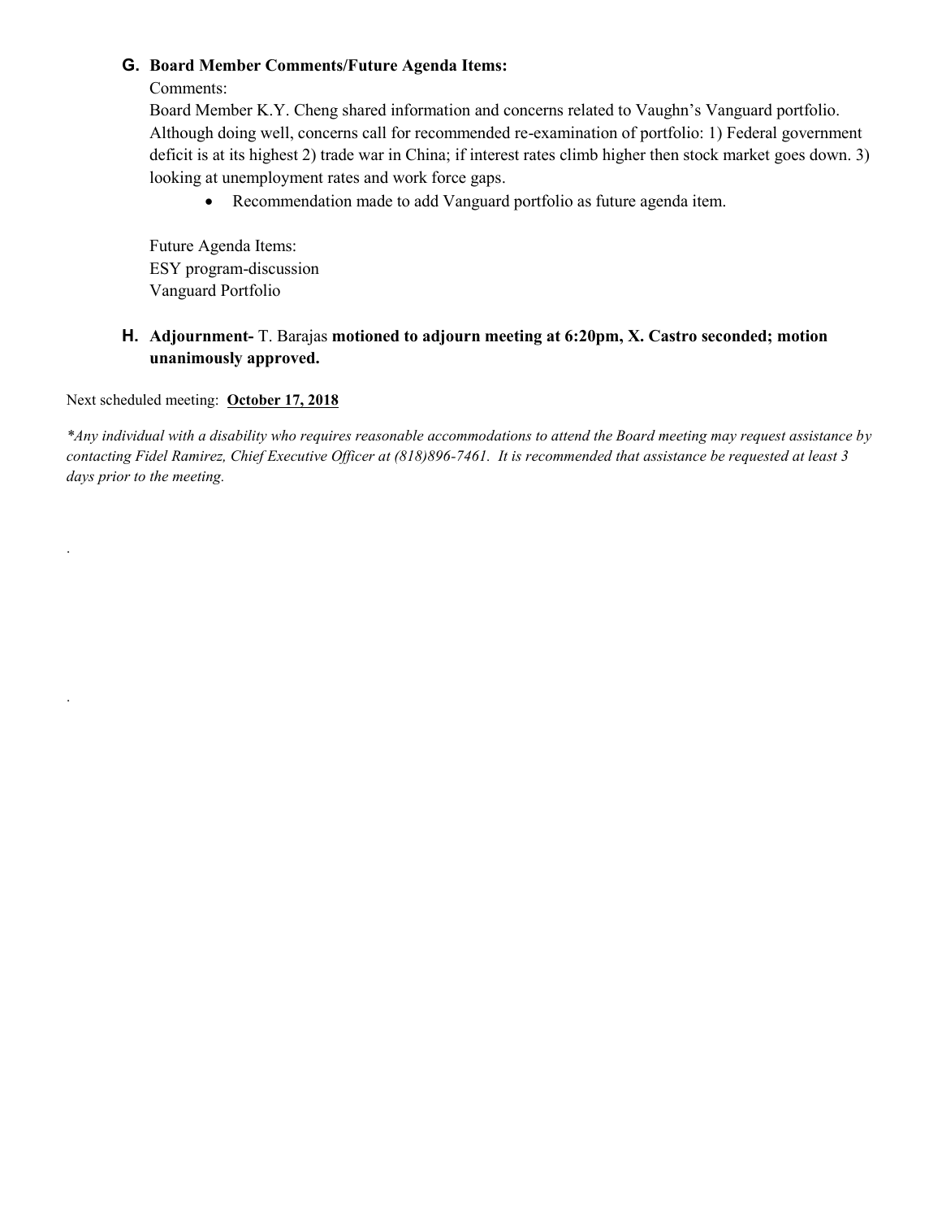**G. Board Member Comments/Future Agenda Items:**

Comments:

Board Member K.Y. Cheng shared information and concerns related to Vaughn's Vanguard portfolio. Although doing well, concerns call for recommended re-examination of portfolio: 1) Federal government deficit is at its highest 2) trade war in China; if interest rates climb higher then stock market goes down. 3) looking at unemployment rates and work force gaps.

- Recommendation made to add Vanguard portfolio as future agenda item.

Future Agenda Items:
ESY program-discussion
Vanguard Portfolio

**H. Adjournment-** T. Barajas **motioned to adjourn meeting at 6:20pm, X. Castro seconded; motion unanimously approved.**

Next scheduled meeting: **October 17, 2018**

*\*Any individual with a disability who requires reasonable accommodations to attend the Board meeting may request assistance by contacting Fidel Ramirez, Chief Executive Officer at (818)896-7461. It is recommended that assistance be requested at least 3 days prior to the meeting.*

.

.